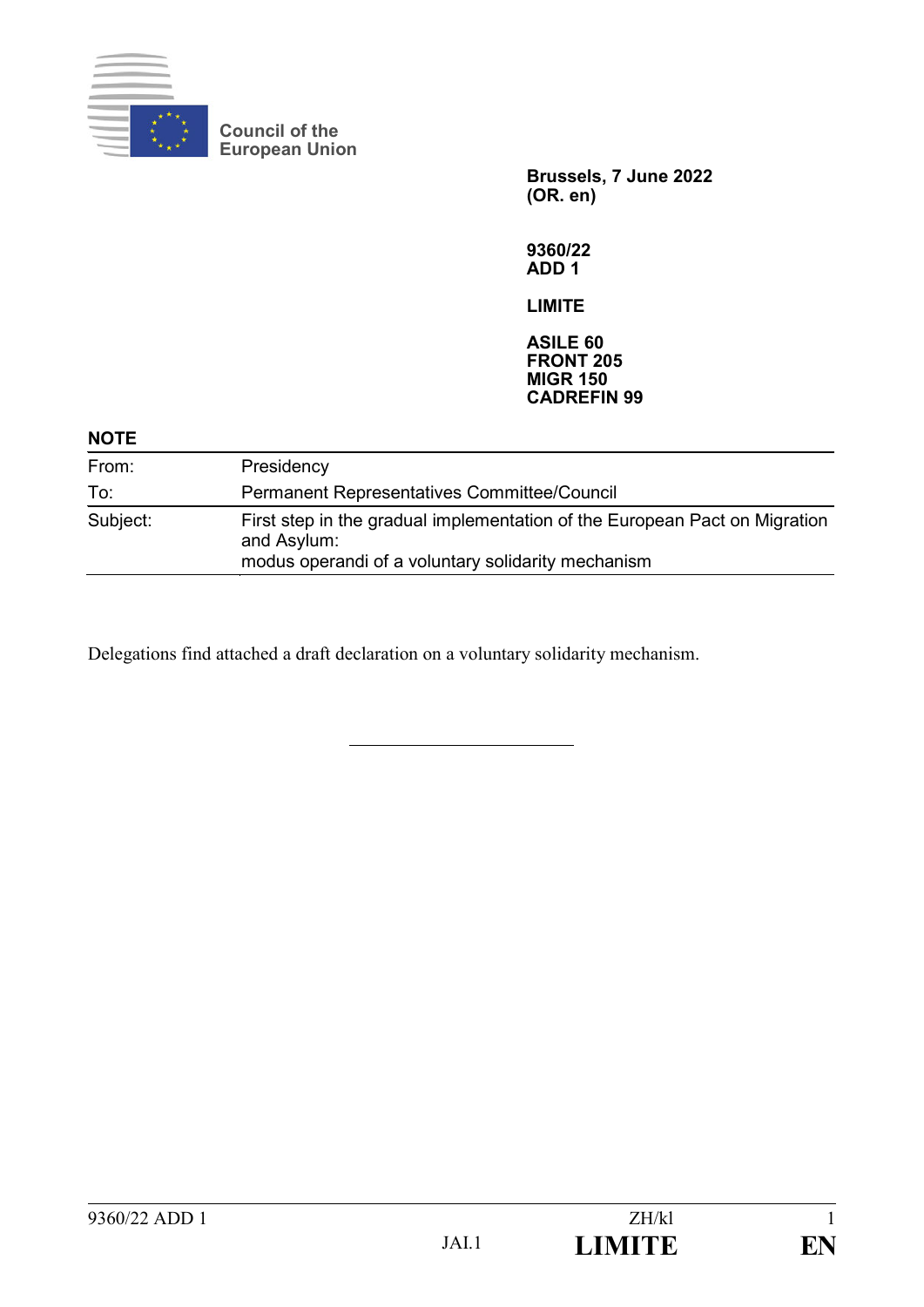**Council of the European Union**

**Brussels, 7 June 2022**
**(OR. en)**

**9360/22**
**ADD 1**

**LIMITE**

**ASILE 60**
**FRONT 205**
**MIGR 150**
**CADREFIN 99**

**NOTE**

| | |
|---|---|
| From: | Presidency |
| To: | Permanent Representatives Committee/Council |
| Subject: | First step in the gradual implementation of the European Pact on Migration and Asylum: modus operandi of a voluntary solidarity mechanism |

Delegations find attached a draft declaration on a voluntary solidarity mechanism.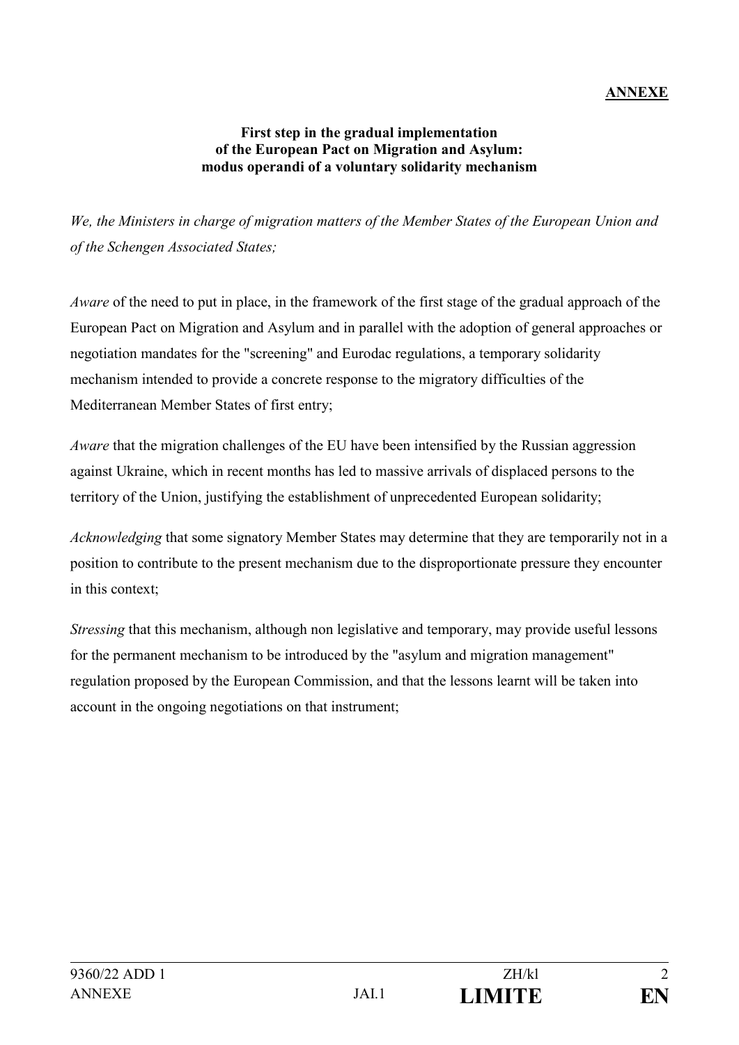**ANNEXE**

**First step in the gradual implementation of the European Pact on Migration and Asylum: modus operandi of a voluntary solidarity mechanism**

*We, the Ministers in charge of migration matters of the Member States of the European Union and of the Schengen Associated States;*

*Aware* of the need to put in place, in the framework of the first stage of the gradual approach of the European Pact on Migration and Asylum and in parallel with the adoption of general approaches or negotiation mandates for the "screening" and Eurodac regulations, a temporary solidarity mechanism intended to provide a concrete response to the migratory difficulties of the Mediterranean Member States of first entry;

*Aware* that the migration challenges of the EU have been intensified by the Russian aggression against Ukraine, which in recent months has led to massive arrivals of displaced persons to the territory of the Union, justifying the establishment of unprecedented European solidarity;

*Acknowledging* that some signatory Member States may determine that they are temporarily not in a position to contribute to the present mechanism due to the disproportionate pressure they encounter in this context;

*Stressing* that this mechanism, although non legislative and temporary, may provide useful lessons for the permanent mechanism to be introduced by the "asylum and migration management" regulation proposed by the European Commission, and that the lessons learnt will be taken into account in the ongoing negotiations on that instrument;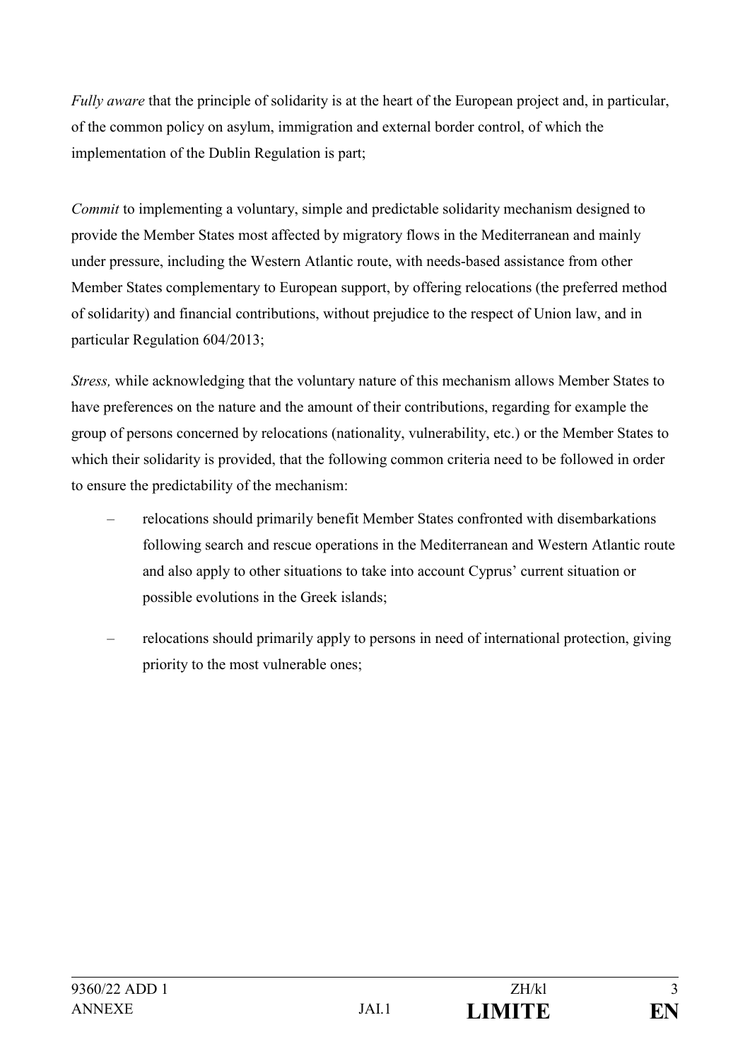*Fully aware* that the principle of solidarity is at the heart of the European project and, in particular, of the common policy on asylum, immigration and external border control, of which the implementation of the Dublin Regulation is part;

*Commit* to implementing a voluntary, simple and predictable solidarity mechanism designed to provide the Member States most affected by migratory flows in the Mediterranean and mainly under pressure, including the Western Atlantic route, with needs-based assistance from other Member States complementary to European support, by offering relocations (the preferred method of solidarity) and financial contributions, without prejudice to the respect of Union law, and in particular Regulation 604/2013;

*Stress,* while acknowledging that the voluntary nature of this mechanism allows Member States to have preferences on the nature and the amount of their contributions, regarding for example the group of persons concerned by relocations (nationality, vulnerability, etc.) or the Member States to which their solidarity is provided, that the following common criteria need to be followed in order to ensure the predictability of the mechanism:

- relocations should primarily benefit Member States confronted with disembarkations following search and rescue operations in the Mediterranean and Western Atlantic route and also apply to other situations to take into account Cyprus' current situation or possible evolutions in the Greek islands;
- relocations should primarily apply to persons in need of international protection, giving priority to the most vulnerable ones;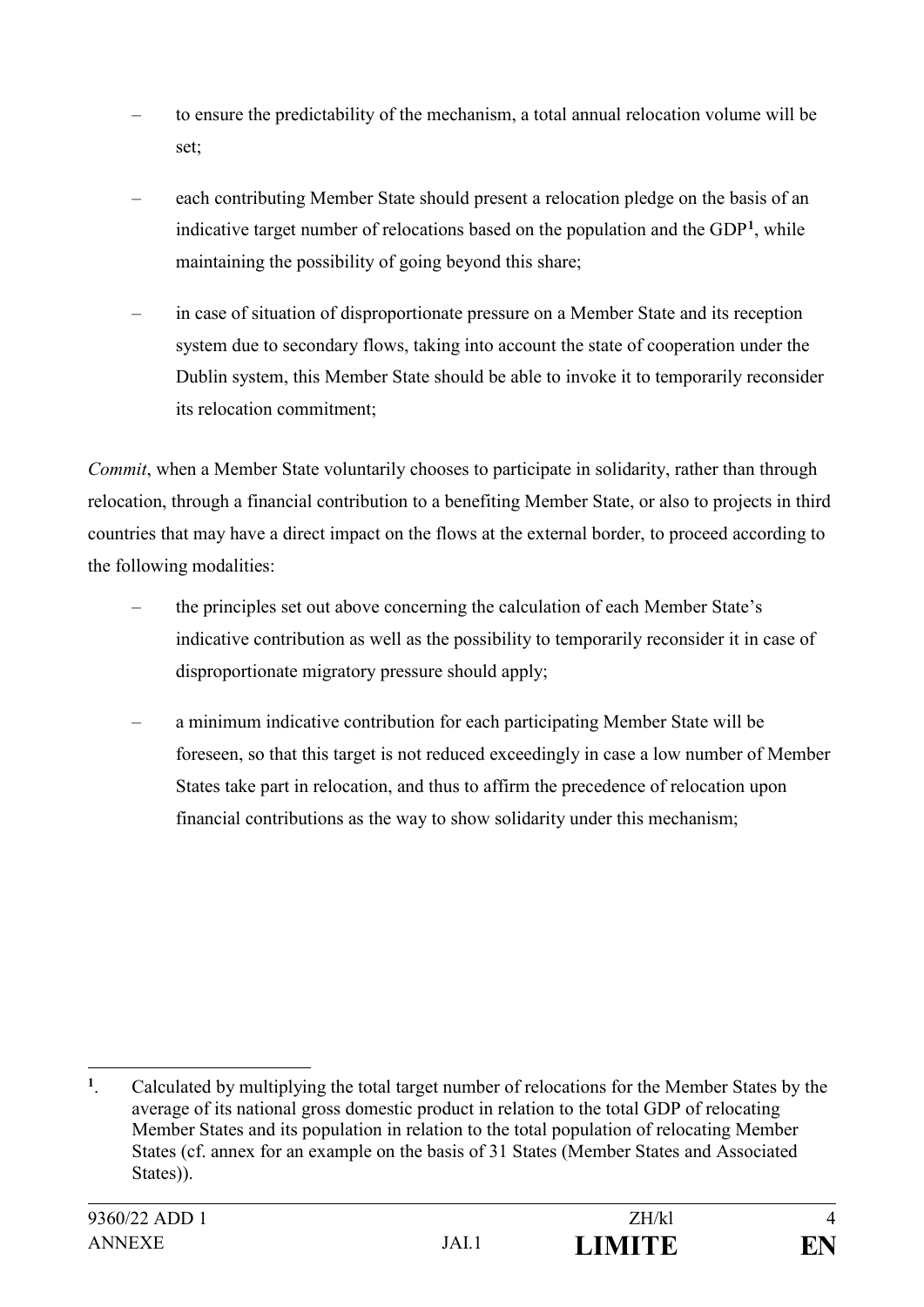- to ensure the predictability of the mechanism, a total annual relocation volume will be set;
- each contributing Member State should present a relocation pledge on the basis of an indicative target number of relocations based on the population and the GDP[1], while maintaining the possibility of going beyond this share;
- in case of situation of disproportionate pressure on a Member State and its reception system due to secondary flows, taking into account the state of cooperation under the Dublin system, this Member State should be able to invoke it to temporarily reconsider its relocation commitment;

*Commit*, when a Member State voluntarily chooses to participate in solidarity, rather than through relocation, through a financial contribution to a benefiting Member State, or also to projects in third countries that may have a direct impact on the flows at the external border, to proceed according to the following modalities:

- the principles set out above concerning the calculation of each Member State's indicative contribution as well as the possibility to temporarily reconsider it in case of disproportionate migratory pressure should apply;
- a minimum indicative contribution for each participating Member State will be foreseen, so that this target is not reduced exceedingly in case a low number of Member States take part in relocation, and thus to affirm the precedence of relocation upon financial contributions as the way to show solidarity under this mechanism;

---

[1]. Calculated by multiplying the total target number of relocations for the Member States by the average of its national gross domestic product in relation to the total GDP of relocating Member States and its population in relation to the total population of relocating Member States (cf. annex for an example on the basis of 31 States (Member States and Associated States)).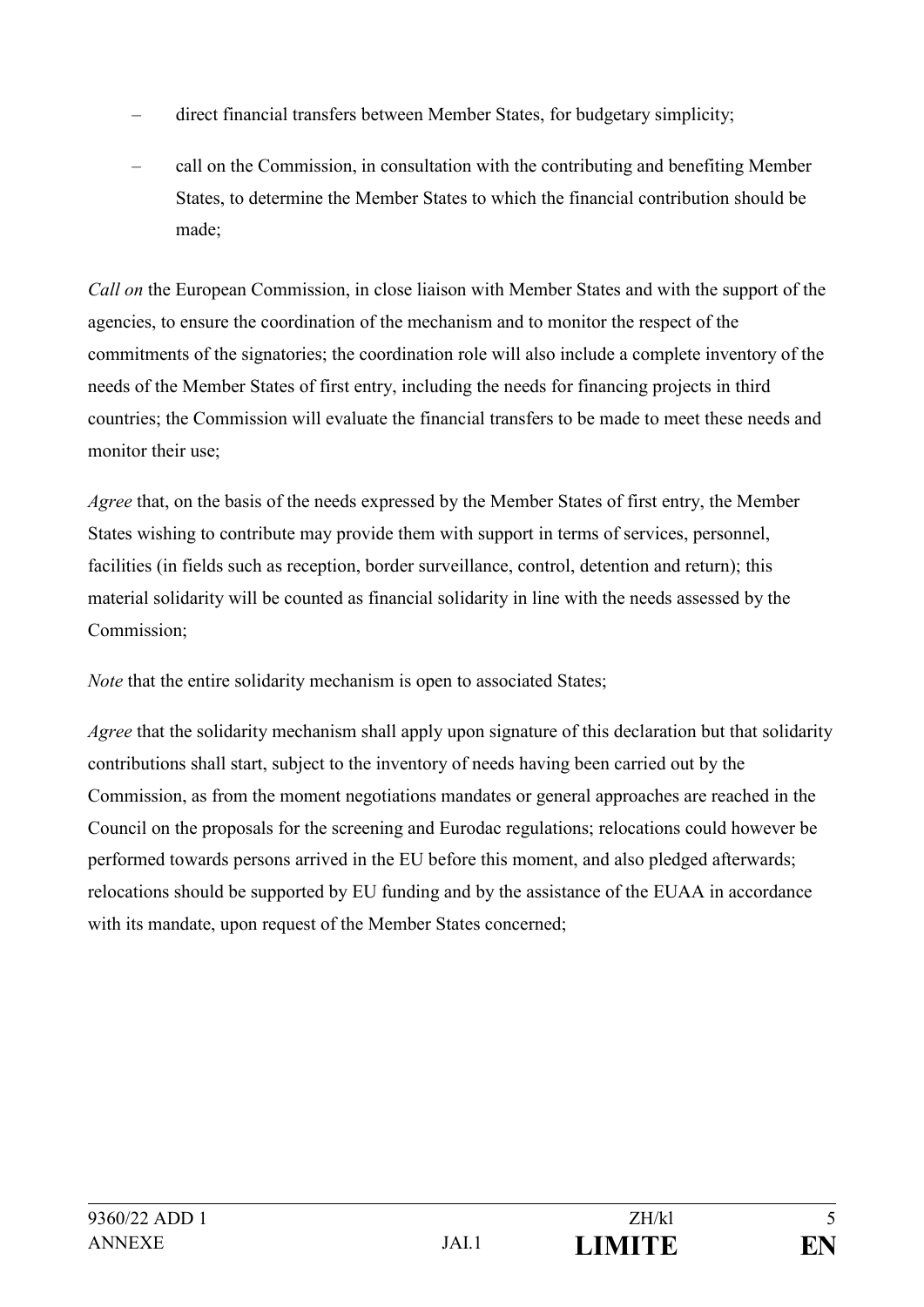- direct financial transfers between Member States, for budgetary simplicity;
- call on the Commission, in consultation with the contributing and benefiting Member States, to determine the Member States to which the financial contribution should be made;

*Call on* the European Commission, in close liaison with Member States and with the support of the agencies, to ensure the coordination of the mechanism and to monitor the respect of the commitments of the signatories; the coordination role will also include a complete inventory of the needs of the Member States of first entry, including the needs for financing projects in third countries; the Commission will evaluate the financial transfers to be made to meet these needs and monitor their use;

*Agree* that, on the basis of the needs expressed by the Member States of first entry, the Member States wishing to contribute may provide them with support in terms of services, personnel, facilities (in fields such as reception, border surveillance, control, detention and return); this material solidarity will be counted as financial solidarity in line with the needs assessed by the Commission;

*Note* that the entire solidarity mechanism is open to associated States;

*Agree* that the solidarity mechanism shall apply upon signature of this declaration but that solidarity contributions shall start, subject to the inventory of needs having been carried out by the Commission, as from the moment negotiations mandates or general approaches are reached in the Council on the proposals for the screening and Eurodac regulations; relocations could however be performed towards persons arrived in the EU before this moment, and also pledged afterwards; relocations should be supported by EU funding and by the assistance of the EUAA in accordance with its mandate, upon request of the Member States concerned;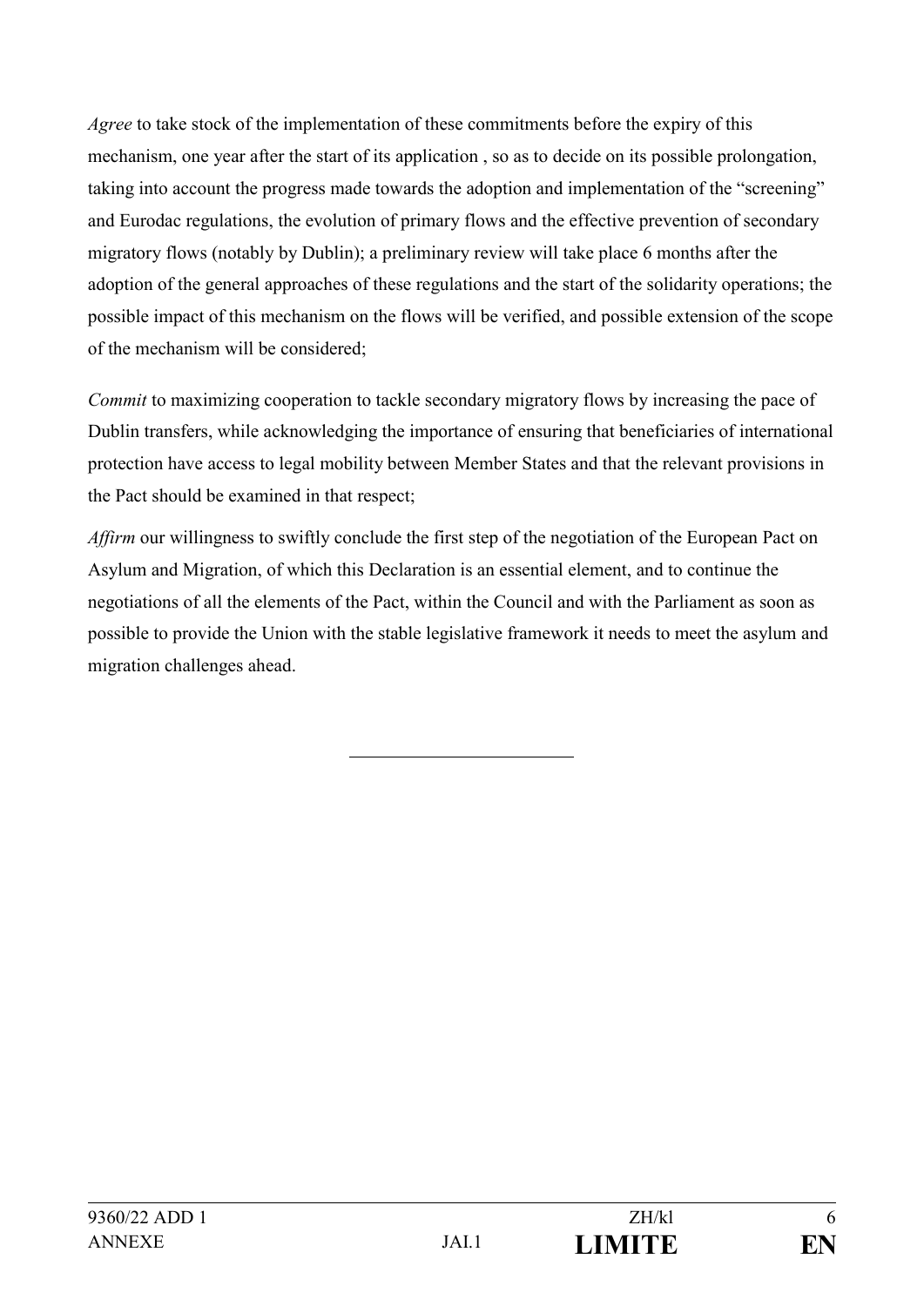*Agree* to take stock of the implementation of these commitments before the expiry of this mechanism, one year after the start of its application , so as to decide on its possible prolongation, taking into account the progress made towards the adoption and implementation of the "screening" and Eurodac regulations, the evolution of primary flows and the effective prevention of secondary migratory flows (notably by Dublin); a preliminary review will take place 6 months after the adoption of the general approaches of these regulations and the start of the solidarity operations; the possible impact of this mechanism on the flows will be verified, and possible extension of the scope of the mechanism will be considered;

*Commit* to maximizing cooperation to tackle secondary migratory flows by increasing the pace of Dublin transfers, while acknowledging the importance of ensuring that beneficiaries of international protection have access to legal mobility between Member States and that the relevant provisions in the Pact should be examined in that respect;

*Affirm* our willingness to swiftly conclude the first step of the negotiation of the European Pact on Asylum and Migration, of which this Declaration is an essential element, and to continue the negotiations of all the elements of the Pact, within the Council and with the Parliament as soon as possible to provide the Union with the stable legislative framework it needs to meet the asylum and migration challenges ahead.

---